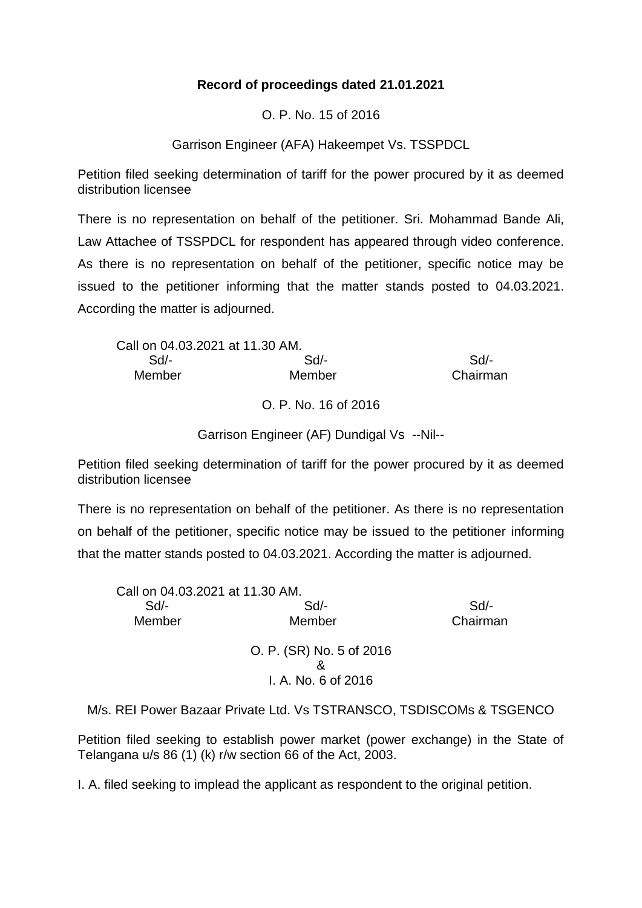**Record of proceedings dated 21.01.2021**

O. P. No. 15 of 2016

Garrison Engineer (AFA) Hakeempet Vs. TSSPDCL

Petition filed seeking determination of tariff for the power procured by it as deemed distribution licensee

There is no representation on behalf of the petitioner. Sri. Mohammad Bande Ali, Law Attachee of TSSPDCL for respondent has appeared through video conference. As there is no representation on behalf of the petitioner, specific notice may be issued to the petitioner informing that the matter stands posted to 04.03.2021. According the matter is adjourned.

Call on 04.03.2021 at 11.30 AM.

| Sd/- | Sd/- | Sd/- |
|---|---|---|
| Member | Member | Chairman |

O. P. No. 16 of 2016

Garrison Engineer (AF) Dundigal Vs --Nil--

Petition filed seeking determination of tariff for the power procured by it as deemed distribution licensee

There is no representation on behalf of the petitioner. As there is no representation on behalf of the petitioner, specific notice may be issued to the petitioner informing that the matter stands posted to 04.03.2021. According the matter is adjourned.

Call on 04.03.2021 at 11.30 AM.

| Sd/- | Sd/- | Sd/- |
|---|---|---|
| Member | Member | Chairman |

O. P. (SR) No. 5 of 2016
&
I. A. No. 6 of 2016

M/s. REI Power Bazaar Private Ltd. Vs TSTRANSCO, TSDISCOMs & TSGENCO

Petition filed seeking to establish power market (power exchange) in the State of Telangana u/s 86 (1) (k) r/w section 66 of the Act, 2003.

I. A. filed seeking to implead the applicant as respondent to the original petition.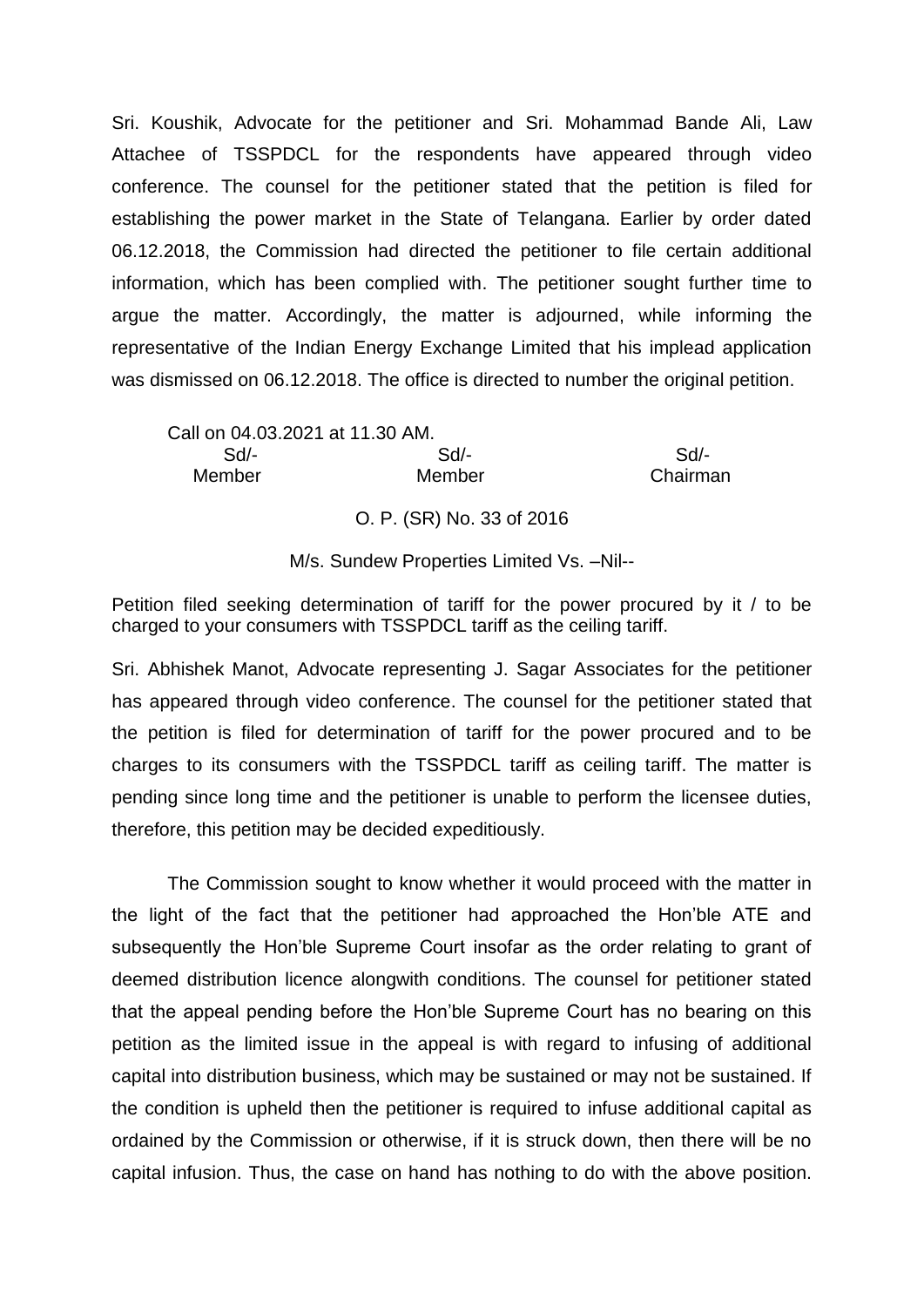Sri. Koushik, Advocate for the petitioner and Sri. Mohammad Bande Ali, Law Attachee of TSSPDCL for the respondents have appeared through video conference. The counsel for the petitioner stated that the petition is filed for establishing the power market in the State of Telangana. Earlier by order dated 06.12.2018, the Commission had directed the petitioner to file certain additional information, which has been complied with. The petitioner sought further time to argue the matter. Accordingly, the matter is adjourned, while informing the representative of the Indian Energy Exchange Limited that his implead application was dismissed on 06.12.2018. The office is directed to number the original petition.

Call on 04.03.2021 at 11.30 AM.

| Sd/- | Sd/- | Sd/- |
|---|---|---|
| Member | Member | Chairman |

O. P. (SR) No. 33 of 2016

M/s. Sundew Properties Limited Vs. –Nil--

Petition filed seeking determination of tariff for the power procured by it / to be charged to your consumers with TSSPDCL tariff as the ceiling tariff.

Sri. Abhishek Manot, Advocate representing J. Sagar Associates for the petitioner has appeared through video conference. The counsel for the petitioner stated that the petition is filed for determination of tariff for the power procured and to be charges to its consumers with the TSSPDCL tariff as ceiling tariff. The matter is pending since long time and the petitioner is unable to perform the licensee duties, therefore, this petition may be decided expeditiously.

The Commission sought to know whether it would proceed with the matter in the light of the fact that the petitioner had approached the Hon'ble ATE and subsequently the Hon'ble Supreme Court insofar as the order relating to grant of deemed distribution licence alongwith conditions. The counsel for petitioner stated that the appeal pending before the Hon'ble Supreme Court has no bearing on this petition as the limited issue in the appeal is with regard to infusing of additional capital into distribution business, which may be sustained or may not be sustained. If the condition is upheld then the petitioner is required to infuse additional capital as ordained by the Commission or otherwise, if it is struck down, then there will be no capital infusion. Thus, the case on hand has nothing to do with the above position.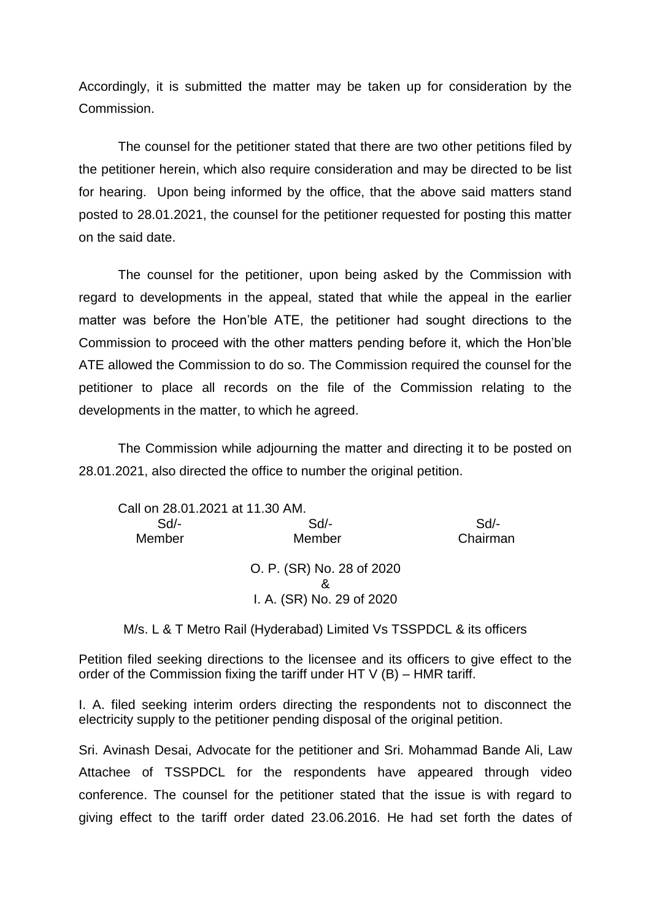Accordingly, it is submitted the matter may be taken up for consideration by the Commission.

The counsel for the petitioner stated that there are two other petitions filed by the petitioner herein, which also require consideration and may be directed to be list for hearing. Upon being informed by the office, that the above said matters stand posted to 28.01.2021, the counsel for the petitioner requested for posting this matter on the said date.

The counsel for the petitioner, upon being asked by the Commission with regard to developments in the appeal, stated that while the appeal in the earlier matter was before the Hon'ble ATE, the petitioner had sought directions to the Commission to proceed with the other matters pending before it, which the Hon'ble ATE allowed the Commission to do so. The Commission required the counsel for the petitioner to place all records on the file of the Commission relating to the developments in the matter, to which he agreed.

The Commission while adjourning the matter and directing it to be posted on 28.01.2021, also directed the office to number the original petition.

Call on 28.01.2021 at 11.30 AM.

| Sd/- | Sd/- | Sd/- |
|---|---|---|
| Member | Member | Chairman |

O. P. (SR) No. 28 of 2020
&
I. A. (SR) No. 29 of 2020

M/s. L & T Metro Rail (Hyderabad) Limited Vs TSSPDCL & its officers

Petition filed seeking directions to the licensee and its officers to give effect to the order of the Commission fixing the tariff under HT V (B) – HMR tariff.

I. A. filed seeking interim orders directing the respondents not to disconnect the electricity supply to the petitioner pending disposal of the original petition.

Sri. Avinash Desai, Advocate for the petitioner and Sri. Mohammad Bande Ali, Law Attachee of TSSPDCL for the respondents have appeared through video conference. The counsel for the petitioner stated that the issue is with regard to giving effect to the tariff order dated 23.06.2016. He had set forth the dates of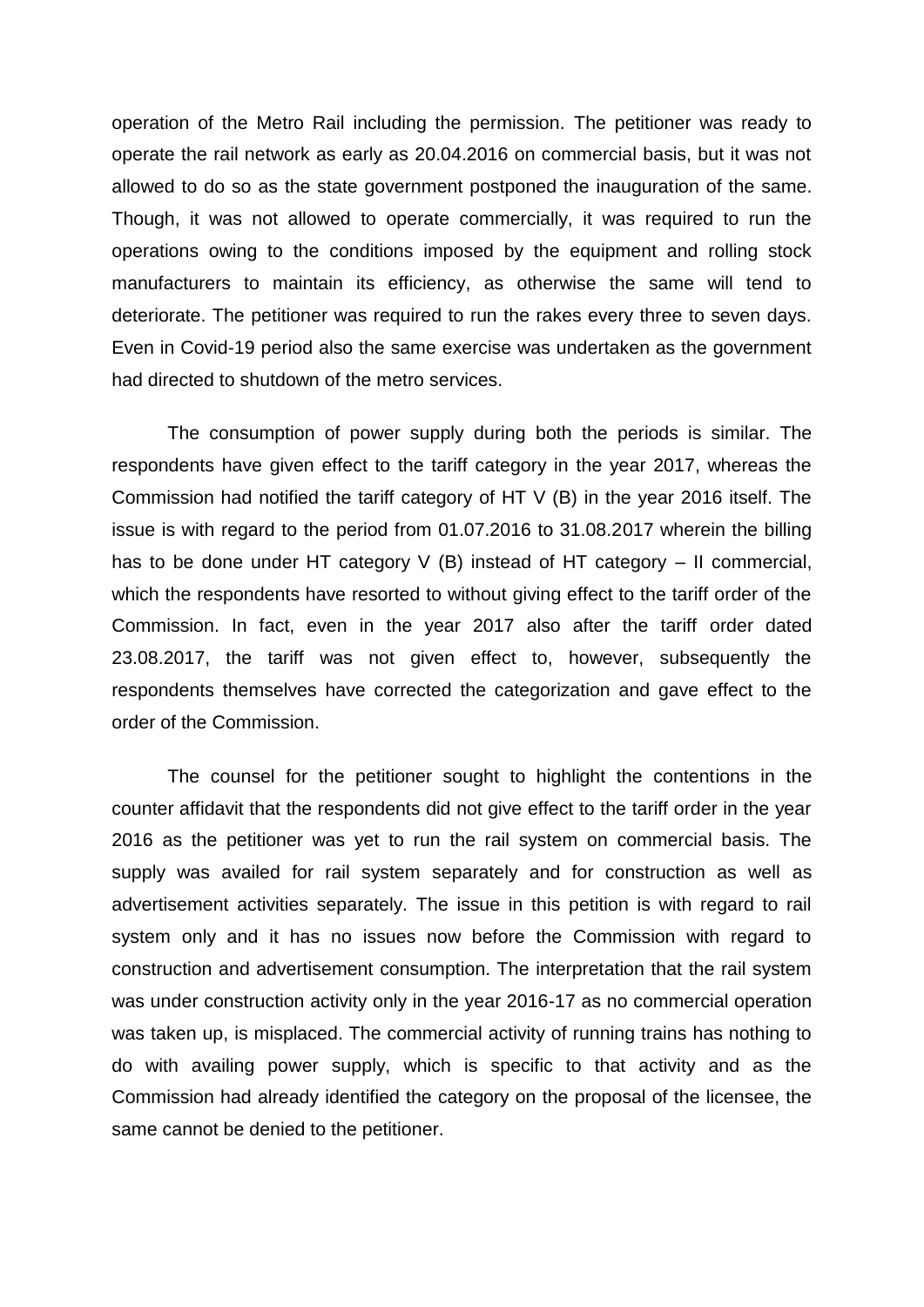operation of the Metro Rail including the permission. The petitioner was ready to operate the rail network as early as 20.04.2016 on commercial basis, but it was not allowed to do so as the state government postponed the inauguration of the same. Though, it was not allowed to operate commercially, it was required to run the operations owing to the conditions imposed by the equipment and rolling stock manufacturers to maintain its efficiency, as otherwise the same will tend to deteriorate. The petitioner was required to run the rakes every three to seven days. Even in Covid-19 period also the same exercise was undertaken as the government had directed to shutdown of the metro services.

The consumption of power supply during both the periods is similar. The respondents have given effect to the tariff category in the year 2017, whereas the Commission had notified the tariff category of HT V (B) in the year 2016 itself. The issue is with regard to the period from 01.07.2016 to 31.08.2017 wherein the billing has to be done under HT category V (B) instead of HT category – II commercial, which the respondents have resorted to without giving effect to the tariff order of the Commission. In fact, even in the year 2017 also after the tariff order dated 23.08.2017, the tariff was not given effect to, however, subsequently the respondents themselves have corrected the categorization and gave effect to the order of the Commission.

The counsel for the petitioner sought to highlight the contentions in the counter affidavit that the respondents did not give effect to the tariff order in the year 2016 as the petitioner was yet to run the rail system on commercial basis. The supply was availed for rail system separately and for construction as well as advertisement activities separately. The issue in this petition is with regard to rail system only and it has no issues now before the Commission with regard to construction and advertisement consumption. The interpretation that the rail system was under construction activity only in the year 2016-17 as no commercial operation was taken up, is misplaced. The commercial activity of running trains has nothing to do with availing power supply, which is specific to that activity and as the Commission had already identified the category on the proposal of the licensee, the same cannot be denied to the petitioner.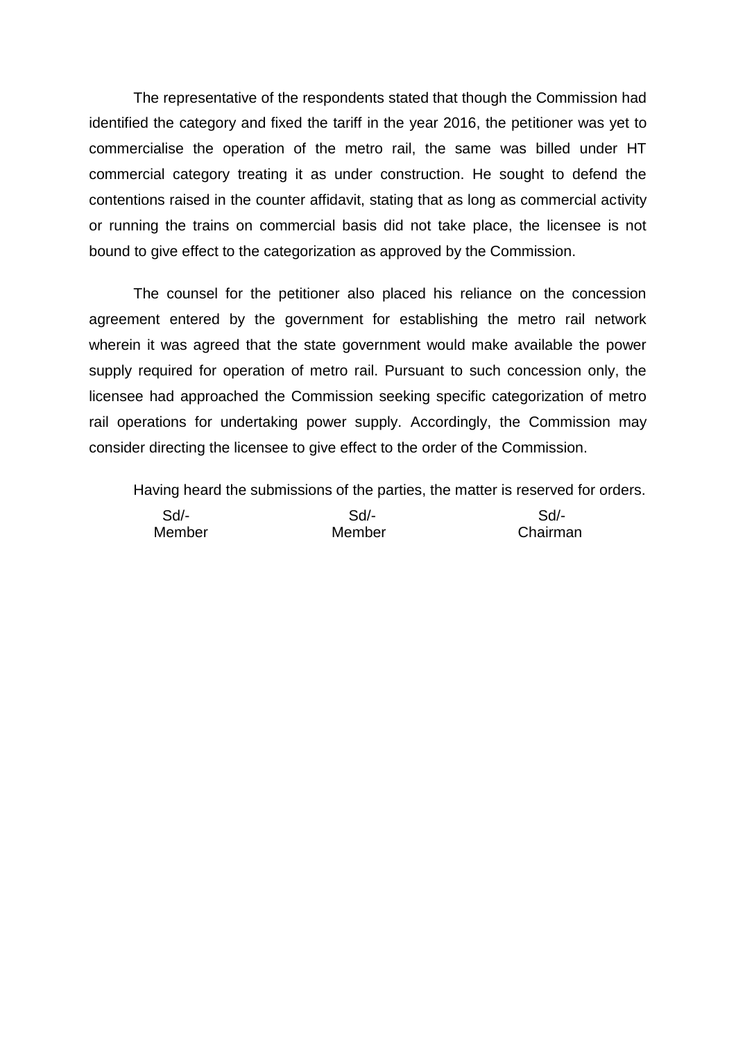The representative of the respondents stated that though the Commission had identified the category and fixed the tariff in the year 2016, the petitioner was yet to commercialise the operation of the metro rail, the same was billed under HT commercial category treating it as under construction. He sought to defend the contentions raised in the counter affidavit, stating that as long as commercial activity or running the trains on commercial basis did not take place, the licensee is not bound to give effect to the categorization as approved by the Commission.

The counsel for the petitioner also placed his reliance on the concession agreement entered by the government for establishing the metro rail network wherein it was agreed that the state government would make available the power supply required for operation of metro rail. Pursuant to such concession only, the licensee had approached the Commission seeking specific categorization of metro rail operations for undertaking power supply. Accordingly, the Commission may consider directing the licensee to give effect to the order of the Commission.

Having heard the submissions of the parties, the matter is reserved for orders.

| | | |
|---|---|---|
| Sd/- | Sd/- | Sd/- |
| Member | Member | Chairman |